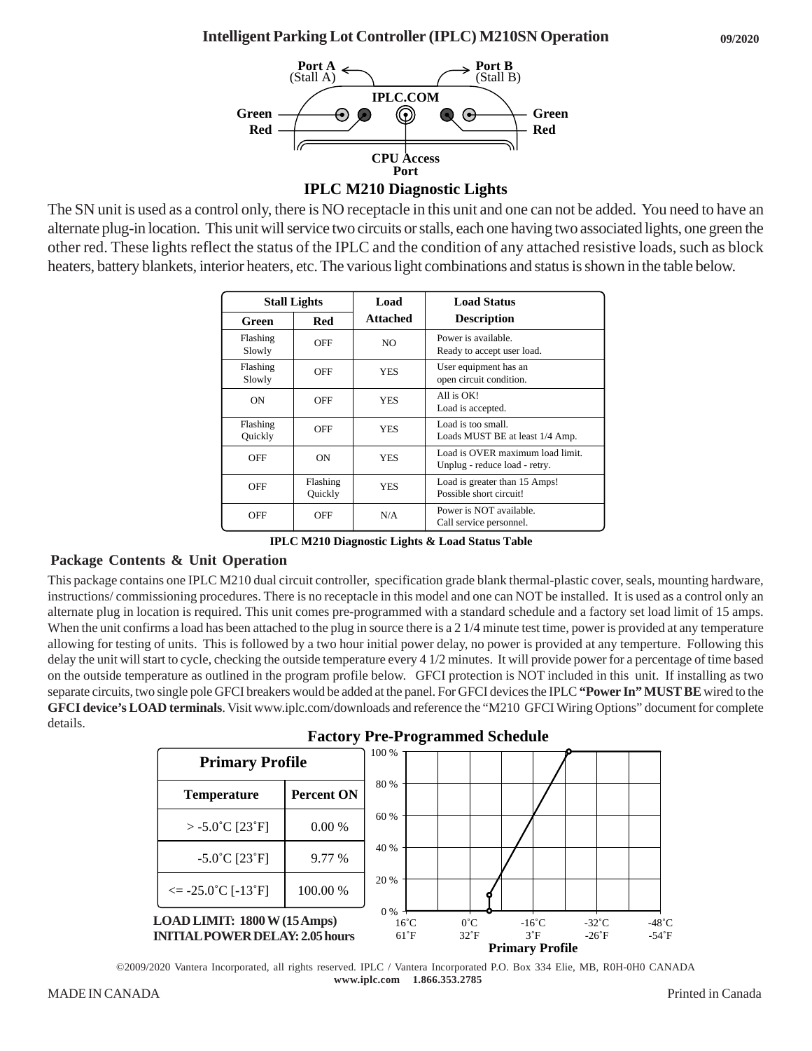# Intelligent Parking Lot Controller (IPLC) M210SN Operation

09/2020

**Port A** (Stall A) **Port B** (Stall B)

**IPLC.COM**

**Green** **Red** **Green** **Red**

**CPU Access Port**

**IPLC M210 Diagnostic Lights**

The SN unit is used as a control only, there is NO receptacle in this unit and one can not be added. You need to have an alternate plug-in location. This unit will service two circuits or stalls, each one having two associated lights, one green the other red. These lights reflect the status of the IPLC and the condition of any attached resistive loads, such as block heaters, battery blankets, interior heaters, etc. The various light combinations and status is shown in the table below.

| Stall Lights | | Load | Load Status |
|---|---|---|---|
| **Green** | **Red** | **Attached** | **Description** |
| Flashing Slowly | OFF | NO | Power is available. Ready to accept user load. |
| Flashing Slowly | OFF | YES | User equipment has an open circuit condition. |
| ON | OFF | YES | All is OK! Load is accepted. |
| Flashing Quickly | OFF | YES | Load is too small. Loads MUST BE at least 1/4 Amp. |
| OFF | ON | YES | Load is OVER maximum load limit. Unplug - reduce load - retry. |
| OFF | Flashing Quickly | YES | Load is greater than 15 Amps! Possible short circuit! |
| OFF | OFF | N/A | Power is NOT available. Call service personnel. |

**IPLC M210 Diagnostic Lights & Load Status Table**

## Package Contents & Unit Operation

This package contains one IPLC M210 dual circuit controller, specification grade blank thermal-plastic cover, seals, mounting hardware, instructions/ commissioning procedures. There is no receptacle in this model and one can NOT be installed. It is used as a control only an alternate plug in location is required. This unit comes pre-programmed with a standard schedule and a factory set load limit of 15 amps. When the unit confirms a load has been attached to the plug in source there is a 2 1/4 minute test time, power is provided at any temperature allowing for testing of units. This is followed by a two hour initial power delay, no power is provided at any temperture. Following this delay the unit will start to cycle, checking the outside temperature every 4 1/2 minutes. It will provide power for a percentage of time based on the outside temperature as outlined in the program profile below. GFCI protection is NOT included in this unit. If installing as two separate circuits, two single pole GFCI breakers would be added at the panel. For GFCI devices the IPLC **"Power In" MUST BE** wired to the **GFCI device's LOAD terminals**. Visit www.iplc.com/downloads and reference the "M210 GFCI Wiring Options" document for complete details.

### Factory Pre-Programmed Schedule

| Primary Profile | |
|---|---|
| **Temperature** | **Percent ON** |
| > -5.0˚C [23˚F] | 0.00 % |
| -5.0˚C [23˚F] | 9.77 % |
| <= -25.0˚C [-13˚F] | 100.00 % |

**LOAD LIMIT: 1800 W (15 Amps)**
**INITIAL POWER DELAY: 2.05 hours**

**Primary Profile** (chart: Percent ON 0 %–100 % vs. temperature 16˚C/61˚F, 0˚C/32˚F, -16˚C/3˚F, -32˚C/-26˚F, -48˚C/-54˚F)

©2009/2020 Vantera Incorporated, all rights reserved. IPLC / Vantera Incorporated P.O. Box 334 Elie, MB, R0H-0H0 CANADA
**www.iplc.com 1.866.353.2785**

MADE IN CANADA

Printed in Canada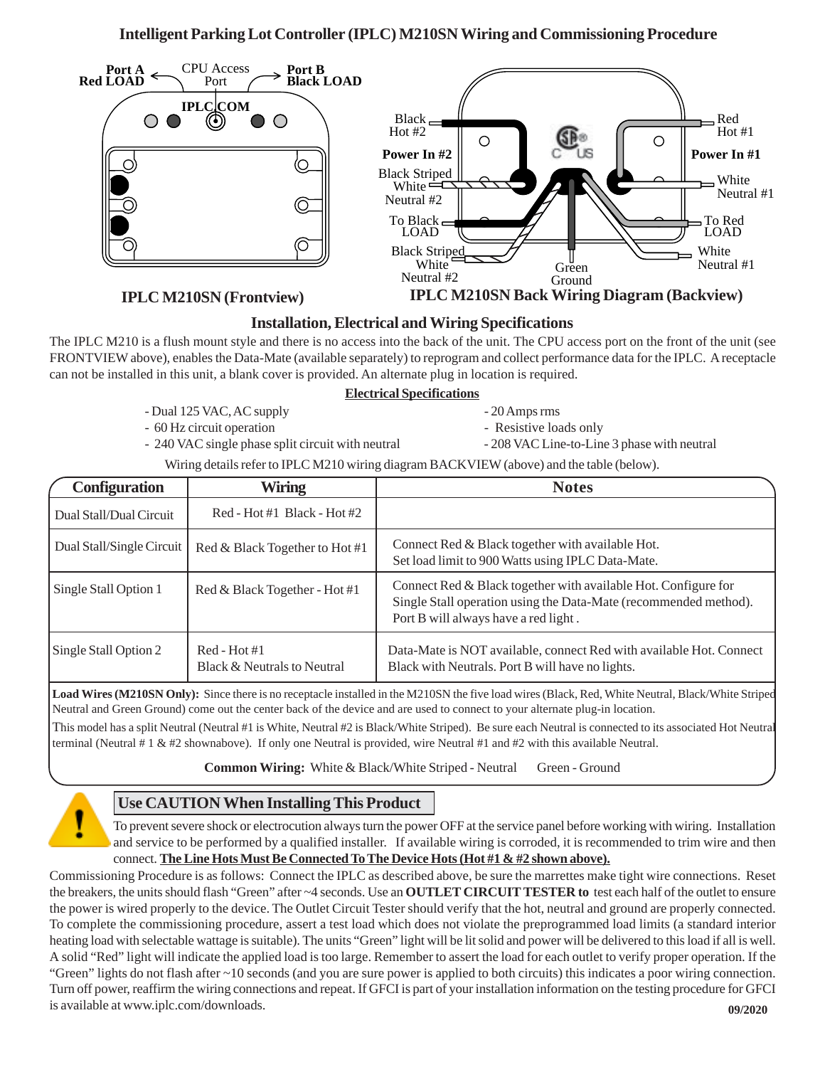## Intelligent Parking Lot Controller (IPLC) M210SN Wiring and Commissioning Procedure

Port A
Red LOAD

CPU Access
Port

Port B
Black LOAD

IPLC COM

**IPLC M210SN (Frontview)**

Black
Hot #2

**Power In #2**

Black Striped
White
Neutral #2

To Black
LOAD

Black Striped
White
Neutral #2

Green
Ground

Red
Hot #1

**Power In #1**

White
Neutral #1

To Red
LOAD

White
Neutral #1

**IPLC M210SN Back Wiring Diagram (Backview)**

### Installation, Electrical and Wiring Specifications

The IPLC M210 is a flush mount style and there is no access into the back of the unit. The CPU access port on the front of the unit (see FRONTVIEW above), enables the Data-Mate (available separately) to reprogram and collect performance data for the IPLC. A receptacle can not be installed in this unit, a blank cover is provided. An alternate plug in location is required.

**Electrical Specifications**

- Dual 125 VAC, AC supply
- 60 Hz circuit operation
- 240 VAC single phase split circuit with neutral
- 20 Amps rms
- Resistive loads only
- 208 VAC Line-to-Line 3 phase with neutral

Wiring details refer to IPLC M210 wiring diagram BACKVIEW (above) and the table (below).

| Configuration | Wiring | Notes |
|---|---|---|
| Dual Stall/Dual Circuit | Red - Hot #1 Black - Hot #2 | |
| Dual Stall/Single Circuit | Red & Black Together to Hot #1 | Connect Red & Black together with available Hot. Set load limit to 900 Watts using IPLC Data-Mate. |
| Single Stall Option 1 | Red & Black Together - Hot #1 | Connect Red & Black together with available Hot. Configure for Single Stall operation using the Data-Mate (recommended method). Port B will always have a red light . |
| Single Stall Option 2 | Red - Hot #1<br>Black & Neutrals to Neutral | Data-Mate is NOT available, connect Red with available Hot. Connect Black with Neutrals. Port B will have no lights. |

**Load Wires (M210SN Only):** Since there is no receptacle installed in the M210SN the five load wires (Black, Red, White Neutral, Black/White Striped Neutral and Green Ground) come out the center back of the device and are used to connect to your alternate plug-in location.

This model has a split Neutral (Neutral #1 is White, Neutral #2 is Black/White Striped). Be sure each Neutral is connected to its associated Hot Neutral terminal (Neutral # 1 & #2 shownabove). If only one Neutral is provided, wire Neutral #1 and #2 with this available Neutral.

**Common Wiring:** White & Black/White Striped - Neutral Green - Ground

### Use CAUTION When Installing This Product

To prevent severe shock or electrocution always turn the power OFF at the service panel before working with wiring. Installation and service to be performed by a qualified installer. If available wiring is corroded, it is recommended to trim wire and then connect. **The Line Hots Must Be Connected To The Device Hots (Hot #1 & #2 shown above).**

Commissioning Procedure is as follows: Connect the IPLC as described above, be sure the marrettes make tight wire connections. Reset the breakers, the units should flash "Green" after ~4 seconds. Use an **OUTLET CIRCUIT TESTER to** test each half of the outlet to ensure the power is wired properly to the device. The Outlet Circuit Tester should verify that the hot, neutral and ground are properly connected. To complete the commissioning procedure, assert a test load which does not violate the preprogrammed load limits (a standard interior heating load with selectable wattage is suitable). The units "Green" light will be lit solid and power will be delivered to this load if all is well. A solid "Red" light will indicate the applied load is too large. Remember to assert the load for each outlet to verify proper operation. If the "Green" lights do not flash after ~10 seconds (and you are sure power is applied to both circuits) this indicates a poor wiring connection. Turn off power, reaffirm the wiring connections and repeat. If GFCI is part of your installation information on the testing procedure for GFCI is available at www.iplc.com/downloads.

**09/2020**